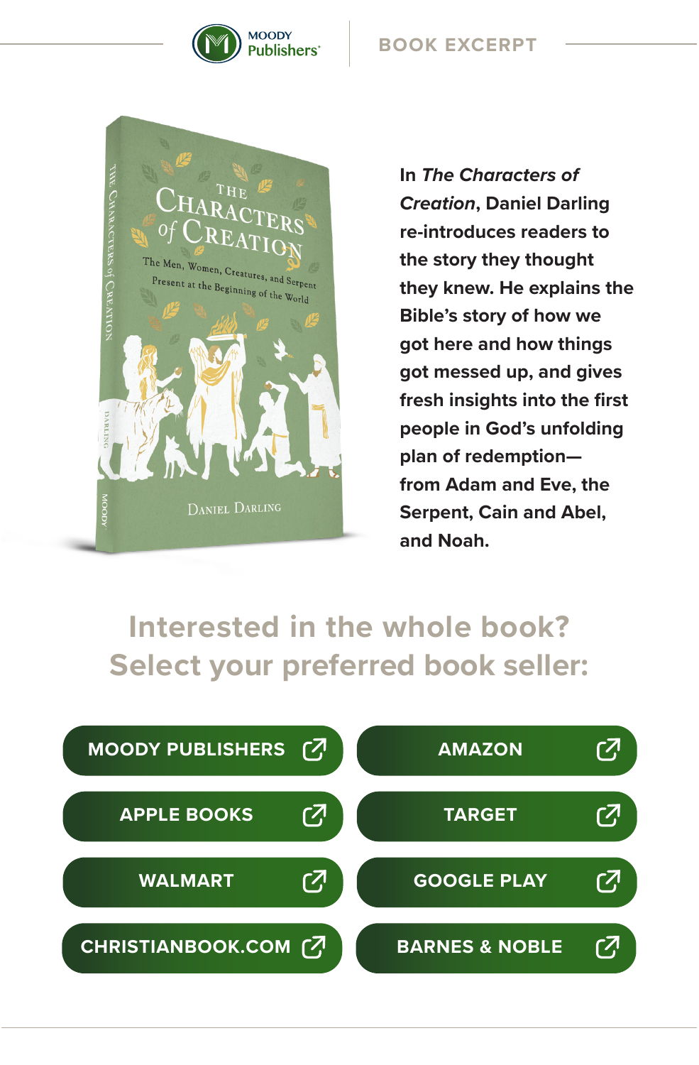MOODY Publishers

BOOK EXCERPT

In ***The Characters of Creation***, **Daniel Darling re-introduces readers to the story they thought they knew. He explains the Bible's story of how we got here and how things got messed up, and gives fresh insights into the first people in God's unfolding plan of redemption—from Adam and Eve, the Serpent, Cain and Abel, and Noah.**

## Interested in the whole book? Select your preferred book seller:

- MOODY PUBLISHERS
- AMAZON
- APPLE BOOKS
- TARGET
- WALMART
- GOOGLE PLAY
- CHRISTIANBOOK.COM
- BARNES & NOBLE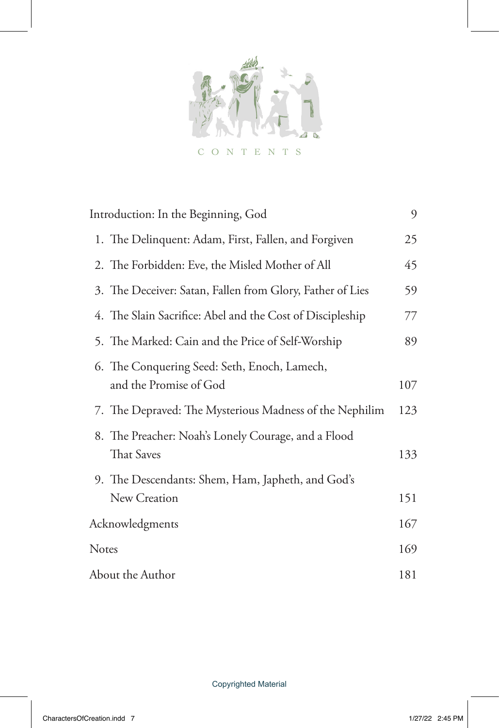# CONTENTS

| | |
|---|---|
| Introduction: In the Beginning, God | 9 |
| 1. The Delinquent: Adam, First, Fallen, and Forgiven | 25 |
| 2. The Forbidden: Eve, the Misled Mother of All | 45 |
| 3. The Deceiver: Satan, Fallen from Glory, Father of Lies | 59 |
| 4. The Slain Sacrifice: Abel and the Cost of Discipleship | 77 |
| 5. The Marked: Cain and the Price of Self-Worship | 89 |
| 6. The Conquering Seed: Seth, Enoch, Lamech, and the Promise of God | 107 |
| 7. The Depraved: The Mysterious Madness of the Nephilim | 123 |
| 8. The Preacher: Noah's Lonely Courage, and a Flood That Saves | 133 |
| 9. The Descendants: Shem, Ham, Japheth, and God's New Creation | 151 |
| Acknowledgments | 167 |
| Notes | 169 |
| About the Author | 181 |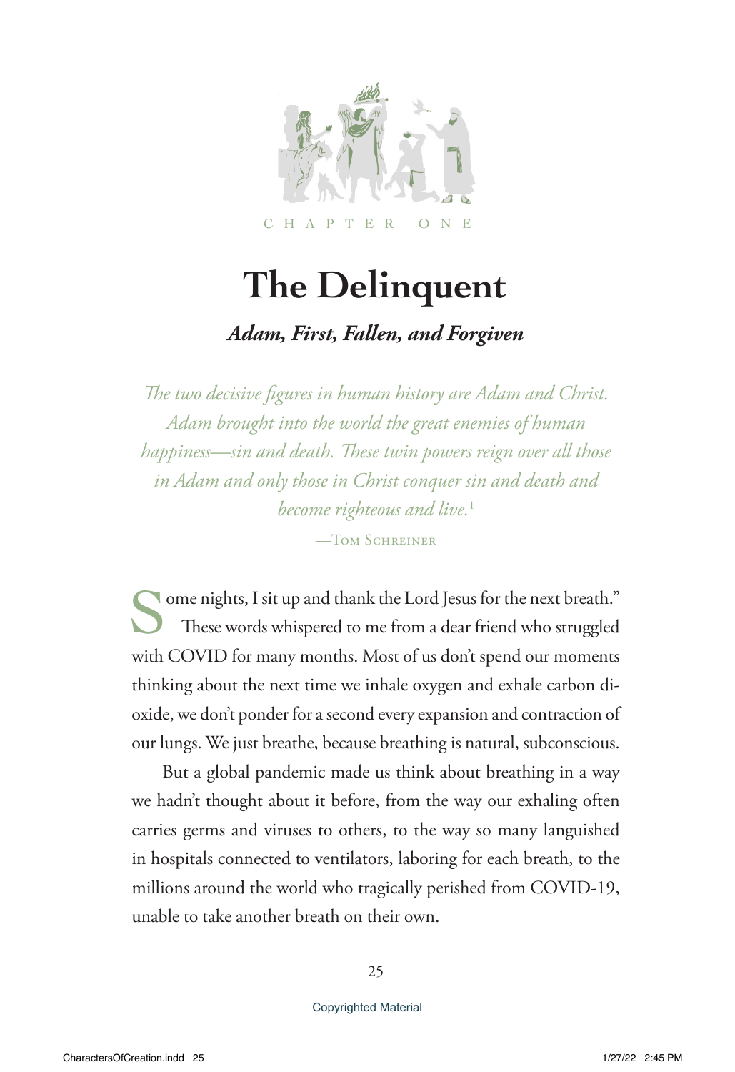CHAPTER ONE

# The Delinquent

## *Adam, First, Fallen, and Forgiven*

*The two decisive figures in human history are Adam and Christ. Adam brought into the world the great enemies of human happiness—sin and death. These twin powers reign over all those in Adam and only those in Christ conquer sin and death and become righteous and live.*[1]

—Tom Schreiner

"Some nights, I sit up and thank the Lord Jesus for the next breath." These words whispered to me from a dear friend who struggled with COVID for many months. Most of us don't spend our moments thinking about the next time we inhale oxygen and exhale carbon dioxide, we don't ponder for a second every expansion and contraction of our lungs. We just breathe, because breathing is natural, subconscious.

But a global pandemic made us think about breathing in a way we hadn't thought about it before, from the way our exhaling often carries germs and viruses to others, to the way so many languished in hospitals connected to ventilators, laboring for each breath, to the millions around the world who tragically perished from COVID-19, unable to take another breath on their own.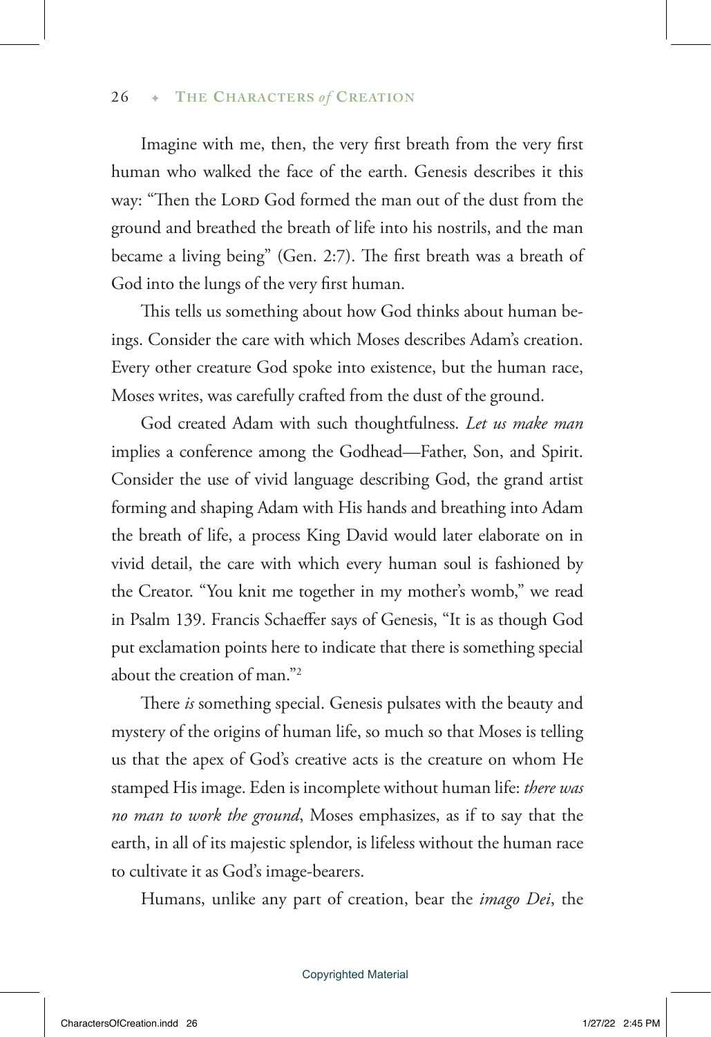Imagine with me, then, the very first breath from the very first human who walked the face of the earth. Genesis describes it this way: "Then the LORD God formed the man out of the dust from the ground and breathed the breath of life into his nostrils, and the man became a living being" (Gen. 2:7). The first breath was a breath of God into the lungs of the very first human.

This tells us something about how God thinks about human beings. Consider the care with which Moses describes Adam's creation. Every other creature God spoke into existence, but the human race, Moses writes, was carefully crafted from the dust of the ground.

God created Adam with such thoughtfulness. *Let us make man* implies a conference among the Godhead—Father, Son, and Spirit. Consider the use of vivid language describing God, the grand artist forming and shaping Adam with His hands and breathing into Adam the breath of life, a process King David would later elaborate on in vivid detail, the care with which every human soul is fashioned by the Creator. "You knit me together in my mother's womb," we read in Psalm 139. Francis Schaeffer says of Genesis, "It is as though God put exclamation points here to indicate that there is something special about the creation of man."[2]

There *is* something special. Genesis pulsates with the beauty and mystery of the origins of human life, so much so that Moses is telling us that the apex of God's creative acts is the creature on whom He stamped His image. Eden is incomplete without human life: *there was no man to work the ground*, Moses emphasizes, as if to say that the earth, in all of its majestic splendor, is lifeless without the human race to cultivate it as God's image-bearers.

Humans, unlike any part of creation, bear the *imago Dei*, the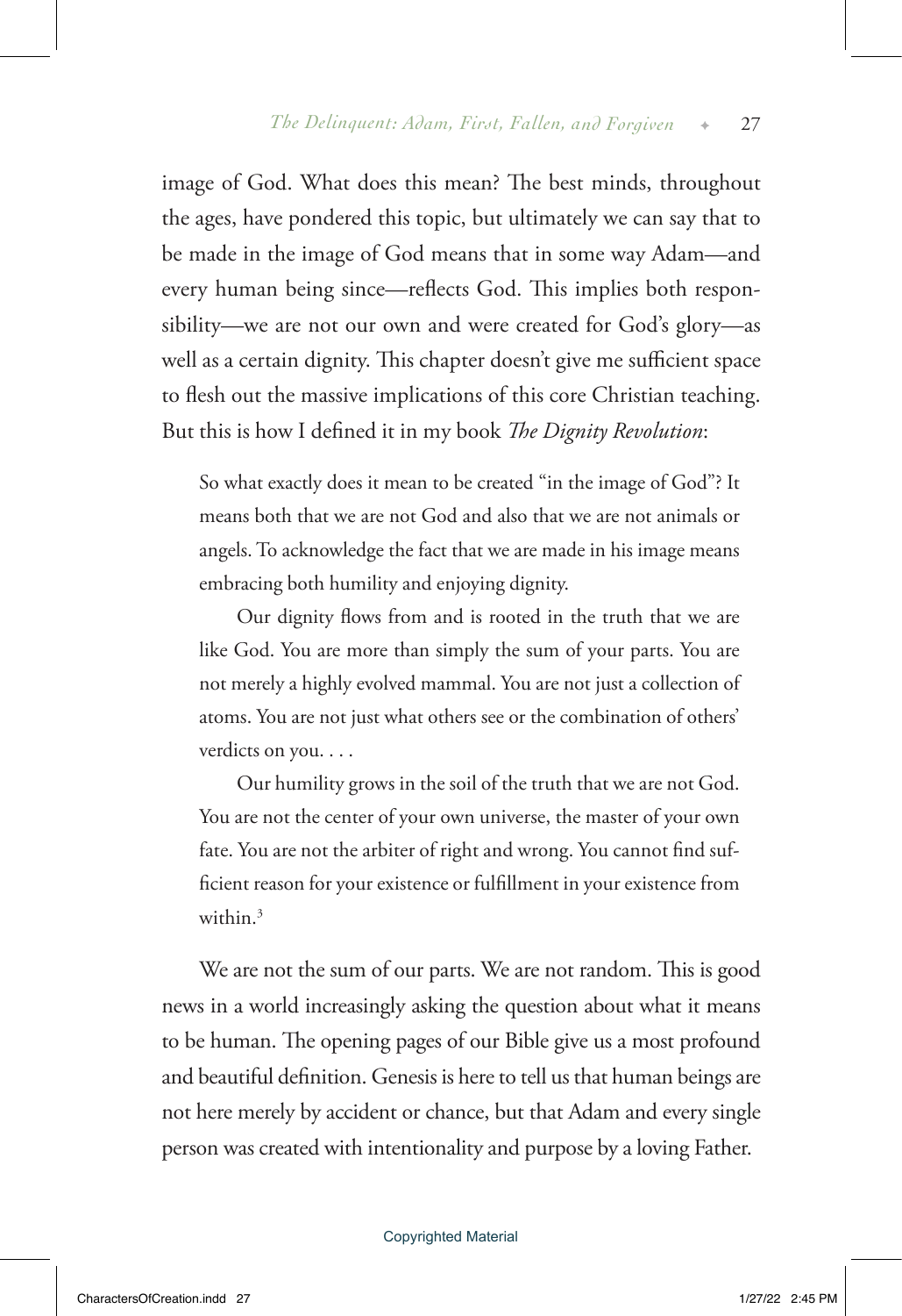image of God. What does this mean? The best minds, throughout the ages, have pondered this topic, but ultimately we can say that to be made in the image of God means that in some way Adam—and every human being since—reflects God. This implies both responsibility—we are not our own and were created for God's glory—as well as a certain dignity. This chapter doesn't give me sufficient space to flesh out the massive implications of this core Christian teaching. But this is how I defined it in my book *The Dignity Revolution*:

> So what exactly does it mean to be created "in the image of God"? It means both that we are not God and also that we are not animals or angels. To acknowledge the fact that we are made in his image means embracing both humility and enjoying dignity.
>
> Our dignity flows from and is rooted in the truth that we are like God. You are more than simply the sum of your parts. You are not merely a highly evolved mammal. You are not just a collection of atoms. You are not just what others see or the combination of others' verdicts on you. . . .
>
> Our humility grows in the soil of the truth that we are not God. You are not the center of your own universe, the master of your own fate. You are not the arbiter of right and wrong. You cannot find sufficient reason for your existence or fulfillment in your existence from within.[3]

We are not the sum of our parts. We are not random. This is good news in a world increasingly asking the question about what it means to be human. The opening pages of our Bible give us a most profound and beautiful definition. Genesis is here to tell us that human beings are not here merely by accident or chance, but that Adam and every single person was created with intentionality and purpose by a loving Father.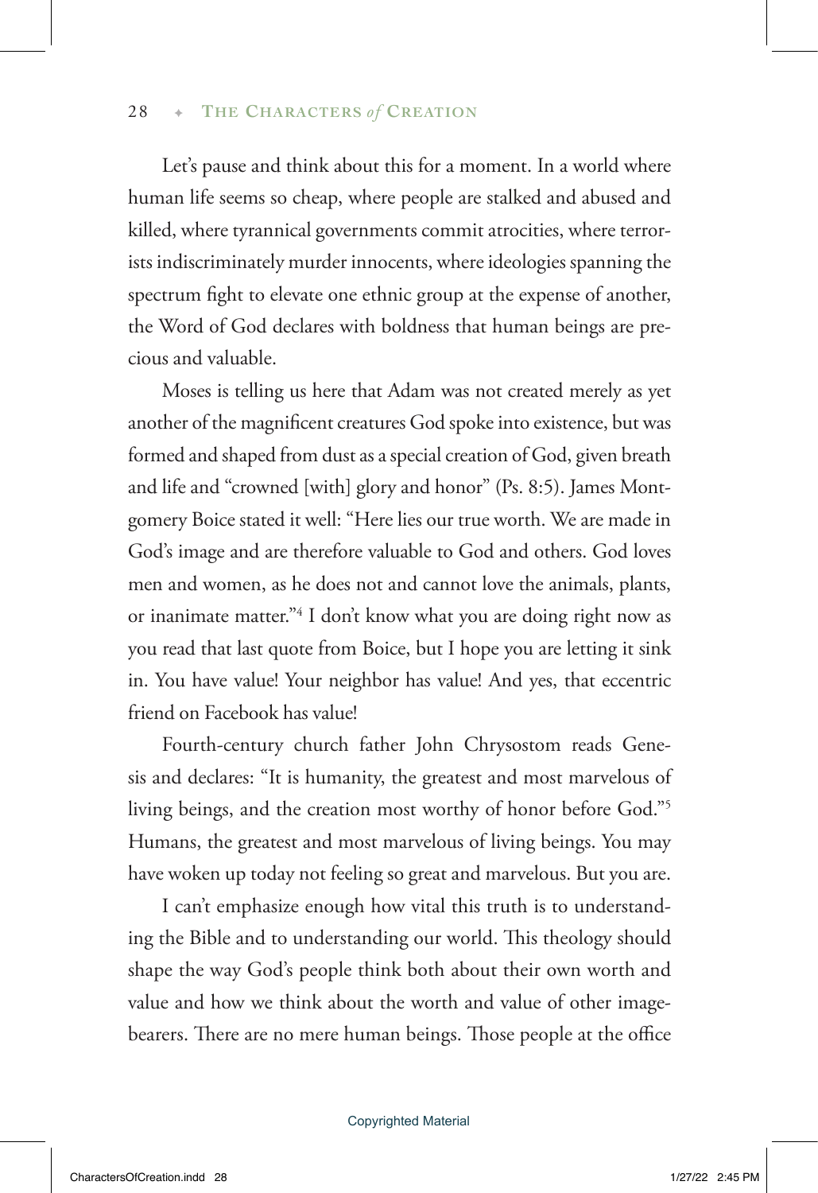Let's pause and think about this for a moment. In a world where human life seems so cheap, where people are stalked and abused and killed, where tyrannical governments commit atrocities, where terrorists indiscriminately murder innocents, where ideologies spanning the spectrum fight to elevate one ethnic group at the expense of another, the Word of God declares with boldness that human beings are precious and valuable.

Moses is telling us here that Adam was not created merely as yet another of the magnificent creatures God spoke into existence, but was formed and shaped from dust as a special creation of God, given breath and life and "crowned [with] glory and honor" (Ps. 8:5). James Montgomery Boice stated it well: "Here lies our true worth. We are made in God's image and are therefore valuable to God and others. God loves men and women, as he does not and cannot love the animals, plants, or inanimate matter."[4] I don't know what you are doing right now as you read that last quote from Boice, but I hope you are letting it sink in. You have value! Your neighbor has value! And yes, that eccentric friend on Facebook has value!

Fourth-century church father John Chrysostom reads Genesis and declares: "It is humanity, the greatest and most marvelous of living beings, and the creation most worthy of honor before God."[5] Humans, the greatest and most marvelous of living beings. You may have woken up today not feeling so great and marvelous. But you are.

I can't emphasize enough how vital this truth is to understanding the Bible and to understanding our world. This theology should shape the way God's people think both about their own worth and value and how we think about the worth and value of other image-bearers. There are no mere human beings. Those people at the office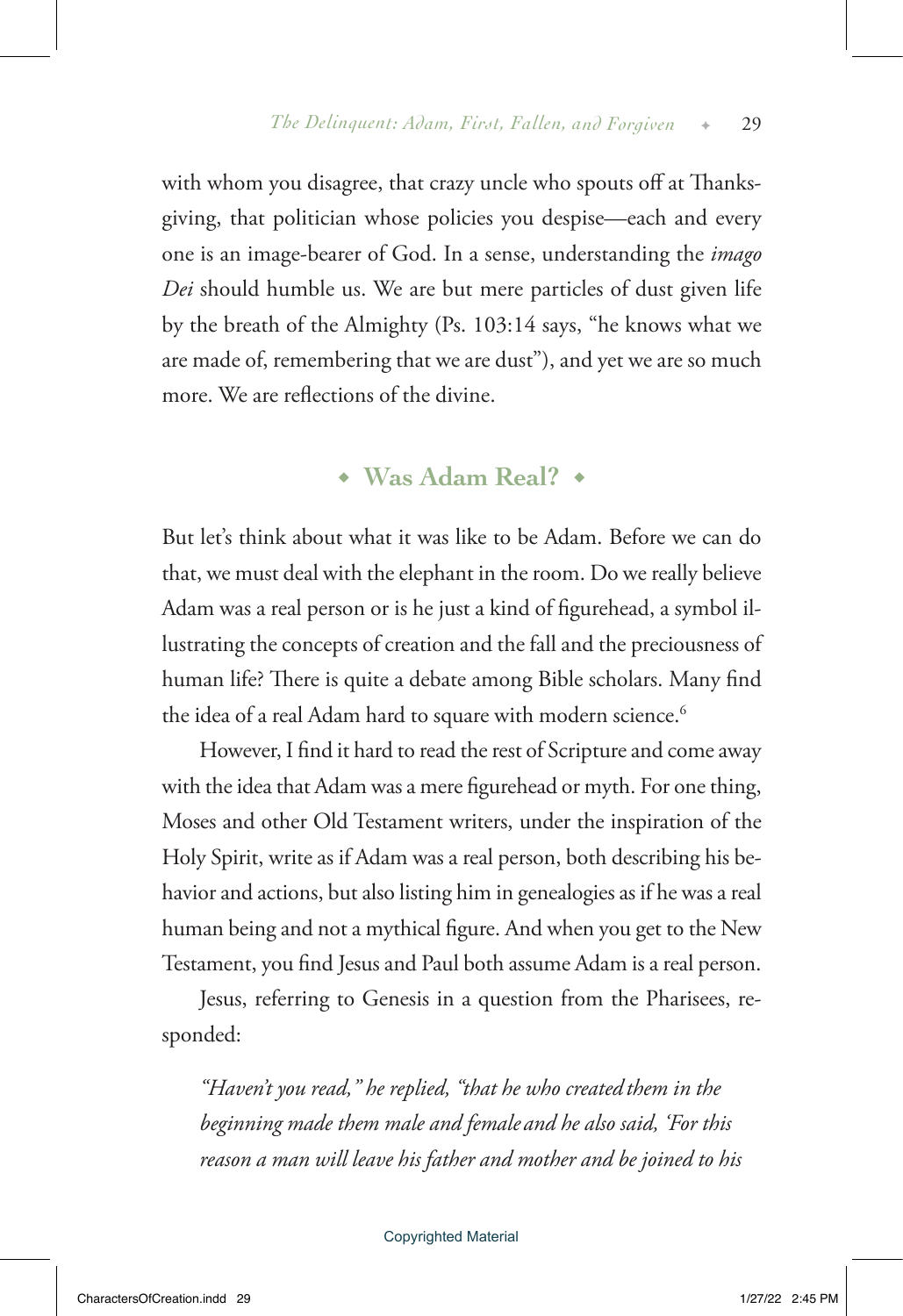with whom you disagree, that crazy uncle who spouts off at Thanksgiving, that politician whose policies you despise—each and every one is an image-bearer of God. In a sense, understanding the *imago Dei* should humble us. We are but mere particles of dust given life by the breath of the Almighty (Ps. 103:14 says, "he knows what we are made of, remembering that we are dust"), and yet we are so much more. We are reflections of the divine.

## ◆ Was Adam Real? ◆

But let's think about what it was like to be Adam. Before we can do that, we must deal with the elephant in the room. Do we really believe Adam was a real person or is he just a kind of figurehead, a symbol illustrating the concepts of creation and the fall and the preciousness of human life? There is quite a debate among Bible scholars. Many find the idea of a real Adam hard to square with modern science.[6]

However, I find it hard to read the rest of Scripture and come away with the idea that Adam was a mere figurehead or myth. For one thing, Moses and other Old Testament writers, under the inspiration of the Holy Spirit, write as if Adam was a real person, both describing his behavior and actions, but also listing him in genealogies as if he was a real human being and not a mythical figure. And when you get to the New Testament, you find Jesus and Paul both assume Adam is a real person.

Jesus, referring to Genesis in a question from the Pharisees, responded:

> *"Haven't you read," he replied, "that he who created them in the beginning made them male and female and he also said, 'For this reason a man will leave his father and mother and be joined to his*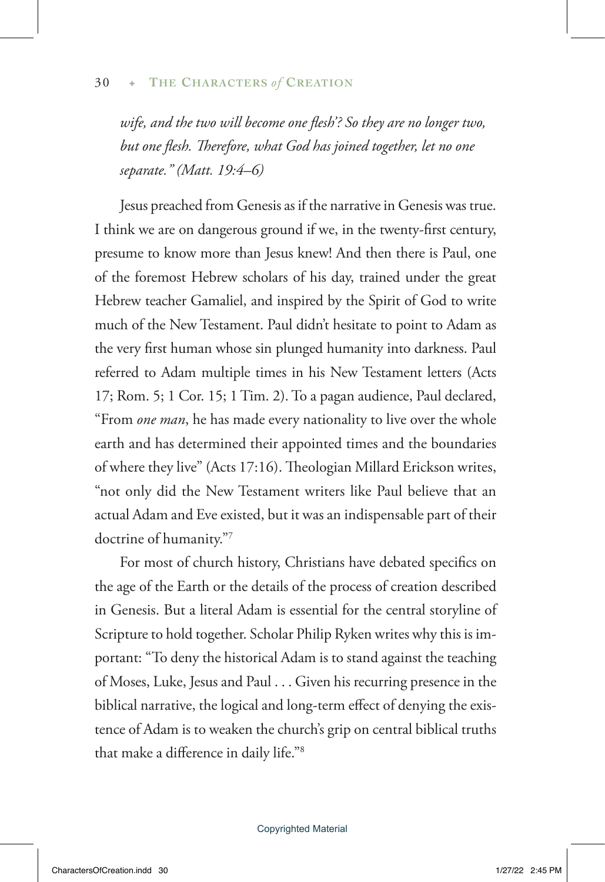*wife, and the two will become one flesh'? So they are no longer two, but one flesh. Therefore, what God has joined together, let no one separate." (Matt. 19:4–6)*

Jesus preached from Genesis as if the narrative in Genesis was true. I think we are on dangerous ground if we, in the twenty-first century, presume to know more than Jesus knew! And then there is Paul, one of the foremost Hebrew scholars of his day, trained under the great Hebrew teacher Gamaliel, and inspired by the Spirit of God to write much of the New Testament. Paul didn't hesitate to point to Adam as the very first human whose sin plunged humanity into darkness. Paul referred to Adam multiple times in his New Testament letters (Acts 17; Rom. 5; 1 Cor. 15; 1 Tim. 2). To a pagan audience, Paul declared, "From *one man*, he has made every nationality to live over the whole earth and has determined their appointed times and the boundaries of where they live" (Acts 17:16). Theologian Millard Erickson writes, "not only did the New Testament writers like Paul believe that an actual Adam and Eve existed, but it was an indispensable part of their doctrine of humanity."[7]

For most of church history, Christians have debated specifics on the age of the Earth or the details of the process of creation described in Genesis. But a literal Adam is essential for the central storyline of Scripture to hold together. Scholar Philip Ryken writes why this is important: "To deny the historical Adam is to stand against the teaching of Moses, Luke, Jesus and Paul . . . Given his recurring presence in the biblical narrative, the logical and long-term effect of denying the existence of Adam is to weaken the church's grip on central biblical truths that make a difference in daily life."[8]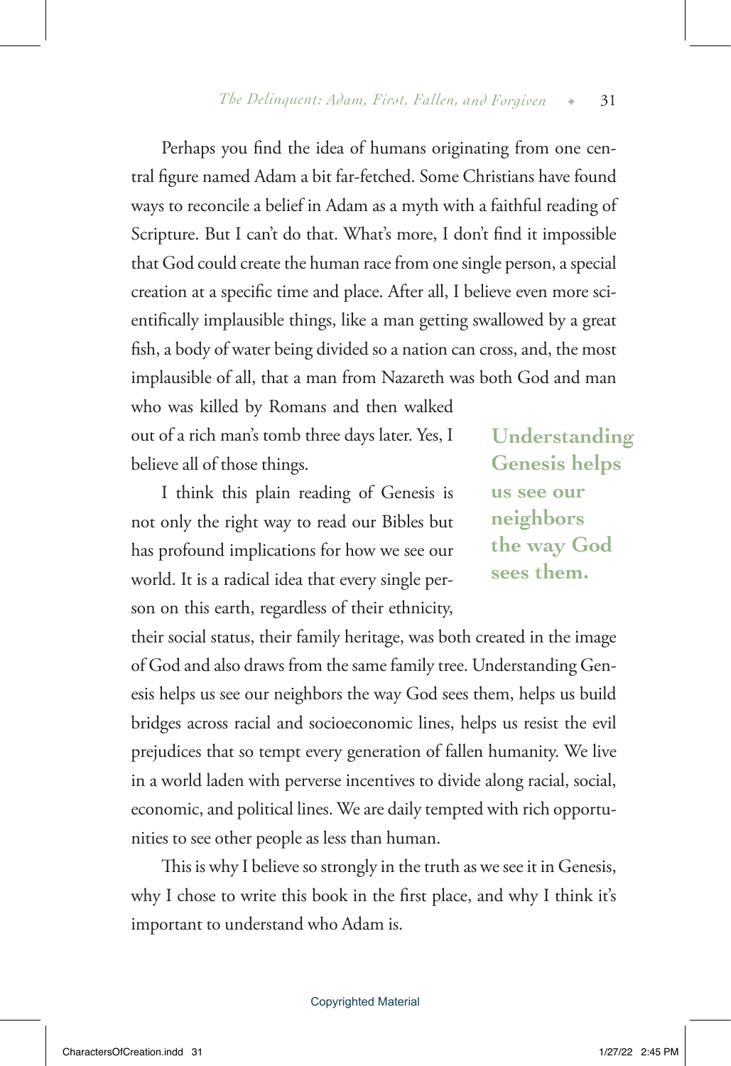Perhaps you find the idea of humans originating from one central figure named Adam a bit far-fetched. Some Christians have found ways to reconcile a belief in Adam as a myth with a faithful reading of Scripture. But I can't do that. What's more, I don't find it impossible that God could create the human race from one single person, a special creation at a specific time and place. After all, I believe even more scientifically implausible things, like a man getting swallowed by a great fish, a body of water being divided so a nation can cross, and, the most implausible of all, that a man from Nazareth was both God and man who was killed by Romans and then walked out of a rich man's tomb three days later. Yes, I believe all of those things.

> **Understanding Genesis helps us see our neighbors the way God sees them.**

I think this plain reading of Genesis is not only the right way to read our Bibles but has profound implications for how we see our world. It is a radical idea that every single person on this earth, regardless of their ethnicity, their social status, their family heritage, was both created in the image of God and also draws from the same family tree. Understanding Genesis helps us see our neighbors the way God sees them, helps us build bridges across racial and socioeconomic lines, helps us resist the evil prejudices that so tempt every generation of fallen humanity. We live in a world laden with perverse incentives to divide along racial, social, economic, and political lines. We are daily tempted with rich opportunities to see other people as less than human.

This is why I believe so strongly in the truth as we see it in Genesis, why I chose to write this book in the first place, and why I think it's important to understand who Adam is.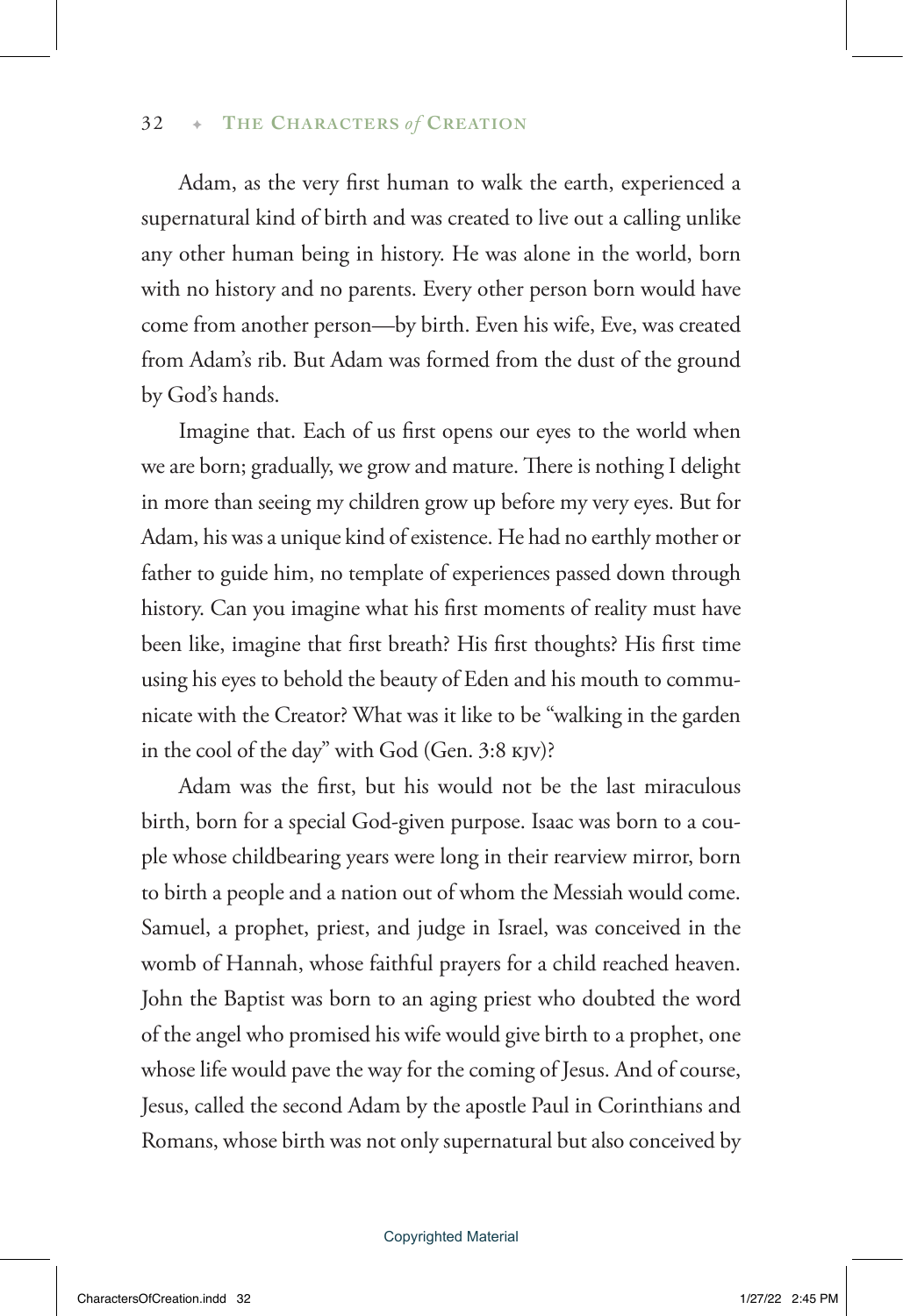Adam, as the very first human to walk the earth, experienced a supernatural kind of birth and was created to live out a calling unlike any other human being in history. He was alone in the world, born with no history and no parents. Every other person born would have come from another person—by birth. Even his wife, Eve, was created from Adam's rib. But Adam was formed from the dust of the ground by God's hands.

Imagine that. Each of us first opens our eyes to the world when we are born; gradually, we grow and mature. There is nothing I delight in more than seeing my children grow up before my very eyes. But for Adam, his was a unique kind of existence. He had no earthly mother or father to guide him, no template of experiences passed down through history. Can you imagine what his first moments of reality must have been like, imagine that first breath? His first thoughts? His first time using his eyes to behold the beauty of Eden and his mouth to communicate with the Creator? What was it like to be "walking in the garden in the cool of the day" with God (Gen. 3:8 KJV)?

Adam was the first, but his would not be the last miraculous birth, born for a special God-given purpose. Isaac was born to a couple whose childbearing years were long in their rearview mirror, born to birth a people and a nation out of whom the Messiah would come. Samuel, a prophet, priest, and judge in Israel, was conceived in the womb of Hannah, whose faithful prayers for a child reached heaven. John the Baptist was born to an aging priest who doubted the word of the angel who promised his wife would give birth to a prophet, one whose life would pave the way for the coming of Jesus. And of course, Jesus, called the second Adam by the apostle Paul in Corinthians and Romans, whose birth was not only supernatural but also conceived by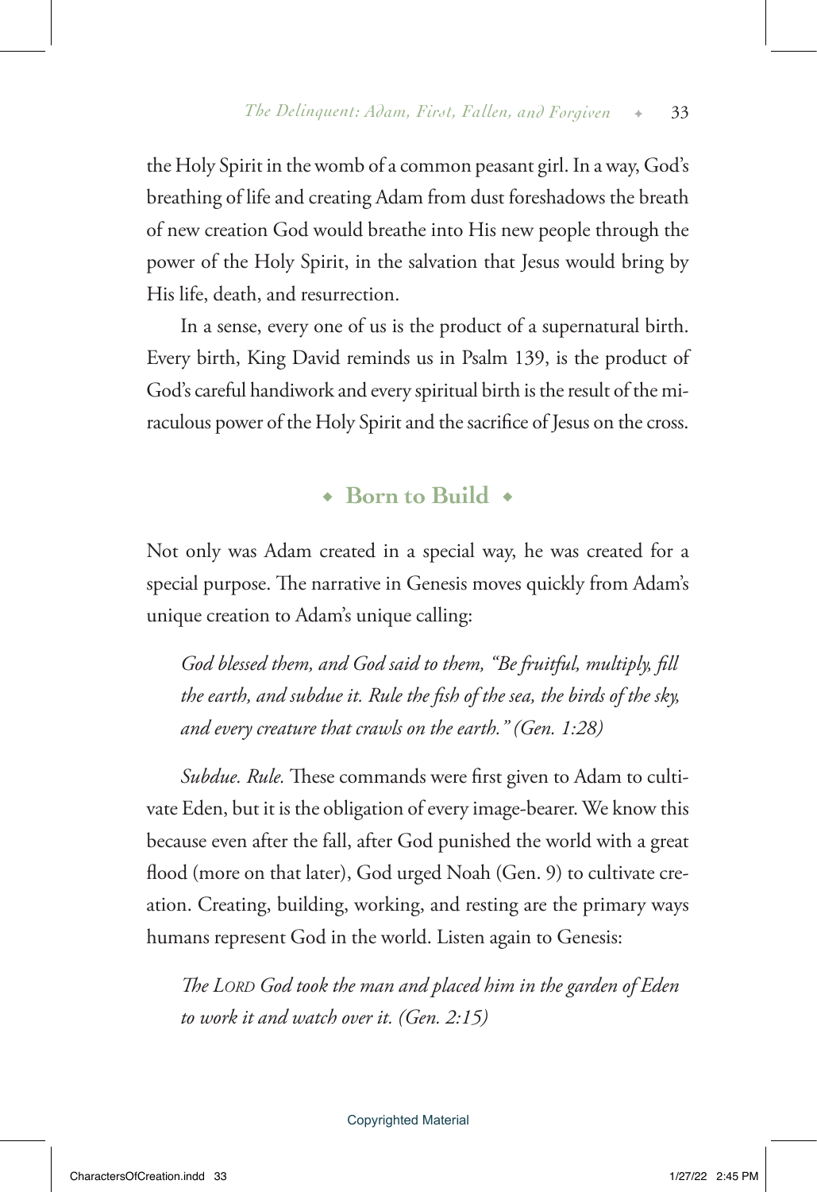the Holy Spirit in the womb of a common peasant girl. In a way, God's breathing of life and creating Adam from dust foreshadows the breath of new creation God would breathe into His new people through the power of the Holy Spirit, in the salvation that Jesus would bring by His life, death, and resurrection.

In a sense, every one of us is the product of a supernatural birth. Every birth, King David reminds us in Psalm 139, is the product of God's careful handiwork and every spiritual birth is the result of the miraculous power of the Holy Spirit and the sacrifice of Jesus on the cross.

## ◆ Born to Build ◆

Not only was Adam created in a special way, he was created for a special purpose. The narrative in Genesis moves quickly from Adam's unique creation to Adam's unique calling:

> *God blessed them, and God said to them, "Be fruitful, multiply, fill the earth, and subdue it. Rule the fish of the sea, the birds of the sky, and every creature that crawls on the earth." (Gen. 1:28)*

*Subdue. Rule.* These commands were first given to Adam to cultivate Eden, but it is the obligation of every image-bearer. We know this because even after the fall, after God punished the world with a great flood (more on that later), God urged Noah (Gen. 9) to cultivate creation. Creating, building, working, and resting are the primary ways humans represent God in the world. Listen again to Genesis:

> *The LORD God took the man and placed him in the garden of Eden to work it and watch over it. (Gen. 2:15)*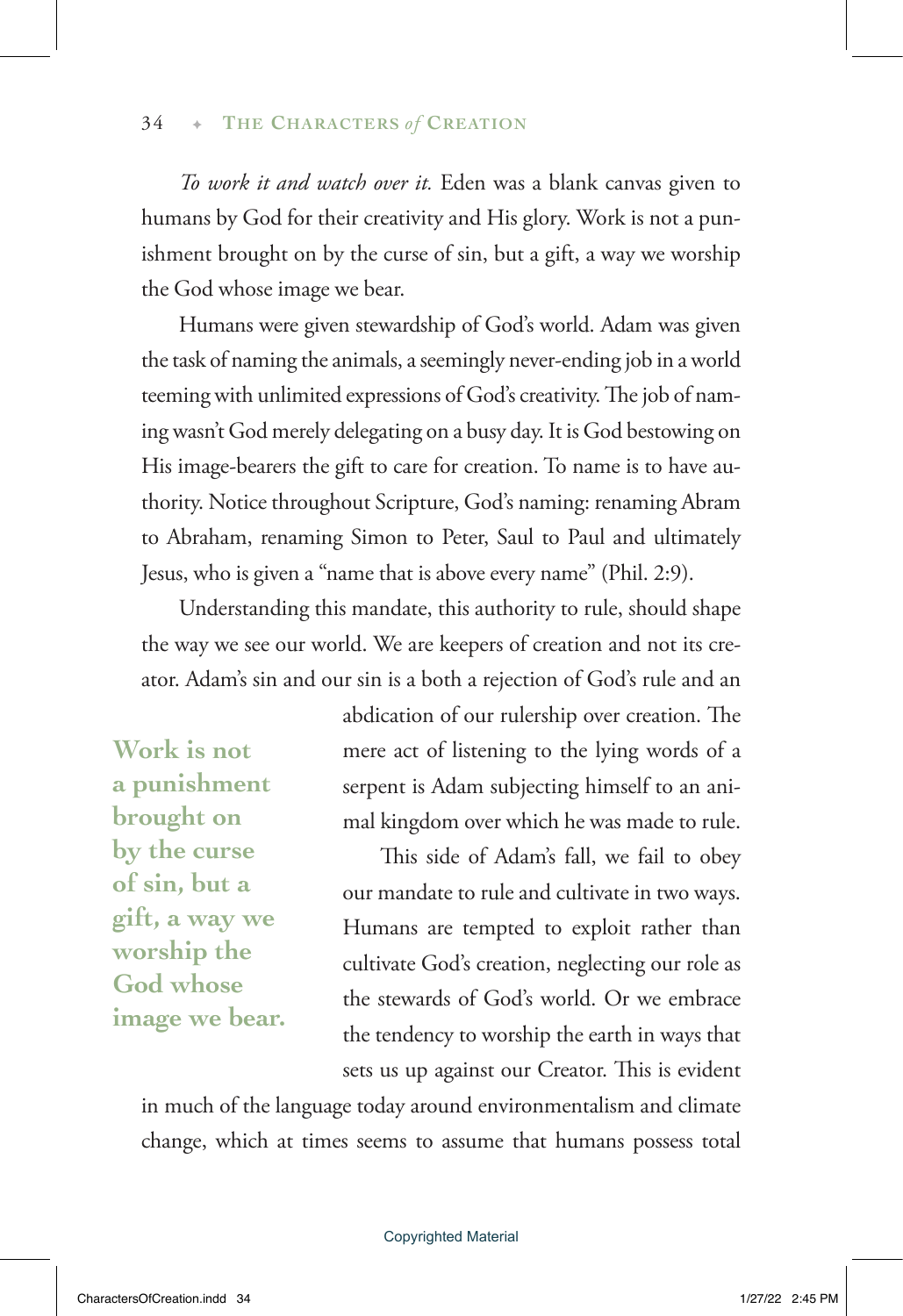*To work it and watch over it.* Eden was a blank canvas given to humans by God for their creativity and His glory. Work is not a punishment brought on by the curse of sin, but a gift, a way we worship the God whose image we bear.

Humans were given stewardship of God's world. Adam was given the task of naming the animals, a seemingly never-ending job in a world teeming with unlimited expressions of God's creativity. The job of naming wasn't God merely delegating on a busy day. It is God bestowing on His image-bearers the gift to care for creation. To name is to have authority. Notice throughout Scripture, God's naming: renaming Abram to Abraham, renaming Simon to Peter, Saul to Paul and ultimately Jesus, who is given a "name that is above every name" (Phil. 2:9).

Understanding this mandate, this authority to rule, should shape the way we see our world. We are keepers of creation and not its creator. Adam's sin and our sin is a both a rejection of God's rule and an abdication of our rulership over creation. The mere act of listening to the lying words of a serpent is Adam subjecting himself to an animal kingdom over which he was made to rule.

**Work is not a punishment brought on by the curse of sin, but a gift, a way we worship the God whose image we bear.**

This side of Adam's fall, we fail to obey our mandate to rule and cultivate in two ways. Humans are tempted to exploit rather than cultivate God's creation, neglecting our role as the stewards of God's world. Or we embrace the tendency to worship the earth in ways that sets us up against our Creator. This is evident in much of the language today around environmentalism and climate change, which at times seems to assume that humans possess total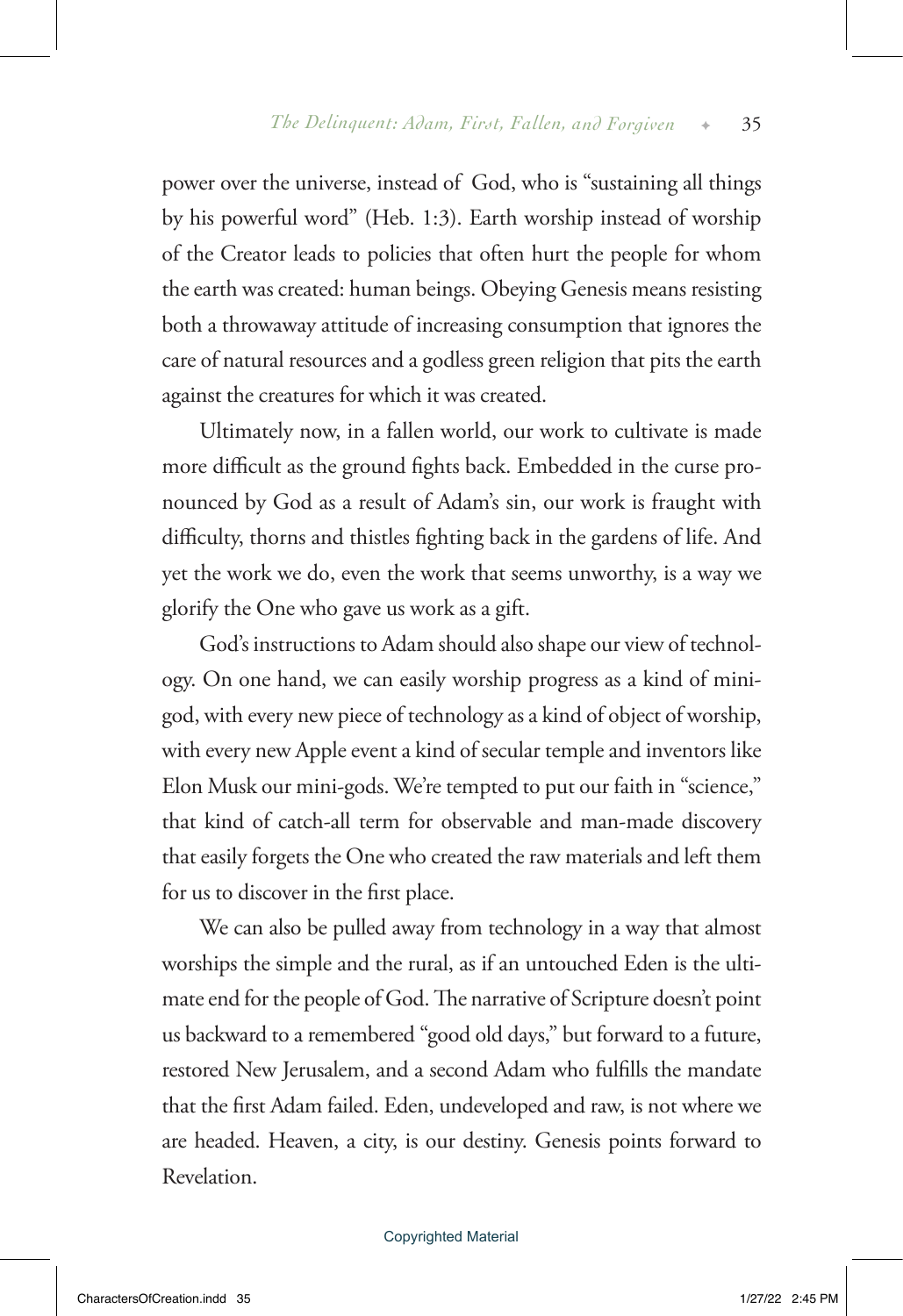power over the universe, instead of God, who is "sustaining all things by his powerful word" (Heb. 1:3). Earth worship instead of worship of the Creator leads to policies that often hurt the people for whom the earth was created: human beings. Obeying Genesis means resisting both a throwaway attitude of increasing consumption that ignores the care of natural resources and a godless green religion that pits the earth against the creatures for which it was created.

Ultimately now, in a fallen world, our work to cultivate is made more difficult as the ground fights back. Embedded in the curse pronounced by God as a result of Adam's sin, our work is fraught with difficulty, thorns and thistles fighting back in the gardens of life. And yet the work we do, even the work that seems unworthy, is a way we glorify the One who gave us work as a gift.

God's instructions to Adam should also shape our view of technology. On one hand, we can easily worship progress as a kind of minigod, with every new piece of technology as a kind of object of worship, with every new Apple event a kind of secular temple and inventors like Elon Musk our mini-gods. We're tempted to put our faith in "science," that kind of catch-all term for observable and man-made discovery that easily forgets the One who created the raw materials and left them for us to discover in the first place.

We can also be pulled away from technology in a way that almost worships the simple and the rural, as if an untouched Eden is the ultimate end for the people of God. The narrative of Scripture doesn't point us backward to a remembered "good old days," but forward to a future, restored New Jerusalem, and a second Adam who fulfills the mandate that the first Adam failed. Eden, undeveloped and raw, is not where we are headed. Heaven, a city, is our destiny. Genesis points forward to Revelation.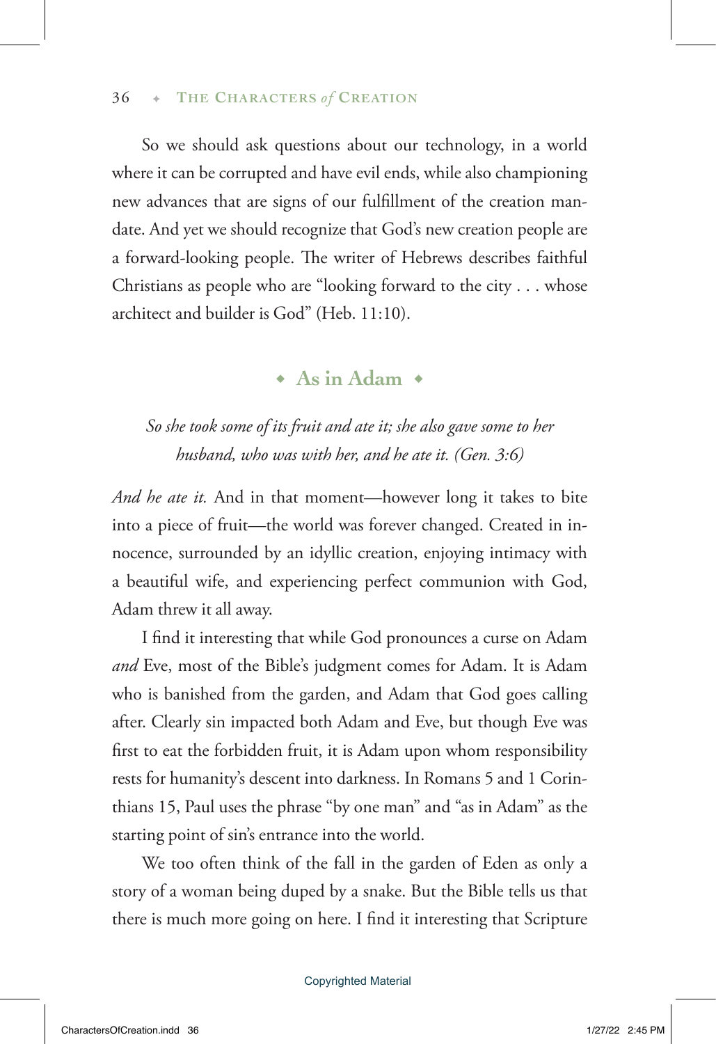So we should ask questions about our technology, in a world where it can be corrupted and have evil ends, while also championing new advances that are signs of our fulfillment of the creation mandate. And yet we should recognize that God's new creation people are a forward-looking people. The writer of Hebrews describes faithful Christians as people who are "looking forward to the city . . . whose architect and builder is God" (Heb. 11:10).

## As in Adam

*So she took some of its fruit and ate it; she also gave some to her husband, who was with her, and he ate it. (Gen. 3:6)*

*And he ate it.* And in that moment—however long it takes to bite into a piece of fruit—the world was forever changed. Created in innocence, surrounded by an idyllic creation, enjoying intimacy with a beautiful wife, and experiencing perfect communion with God, Adam threw it all away.

I find it interesting that while God pronounces a curse on Adam *and* Eve, most of the Bible's judgment comes for Adam. It is Adam who is banished from the garden, and Adam that God goes calling after. Clearly sin impacted both Adam and Eve, but though Eve was first to eat the forbidden fruit, it is Adam upon whom responsibility rests for humanity's descent into darkness. In Romans 5 and 1 Corinthians 15, Paul uses the phrase "by one man" and "as in Adam" as the starting point of sin's entrance into the world.

We too often think of the fall in the garden of Eden as only a story of a woman being duped by a snake. But the Bible tells us that there is much more going on here. I find it interesting that Scripture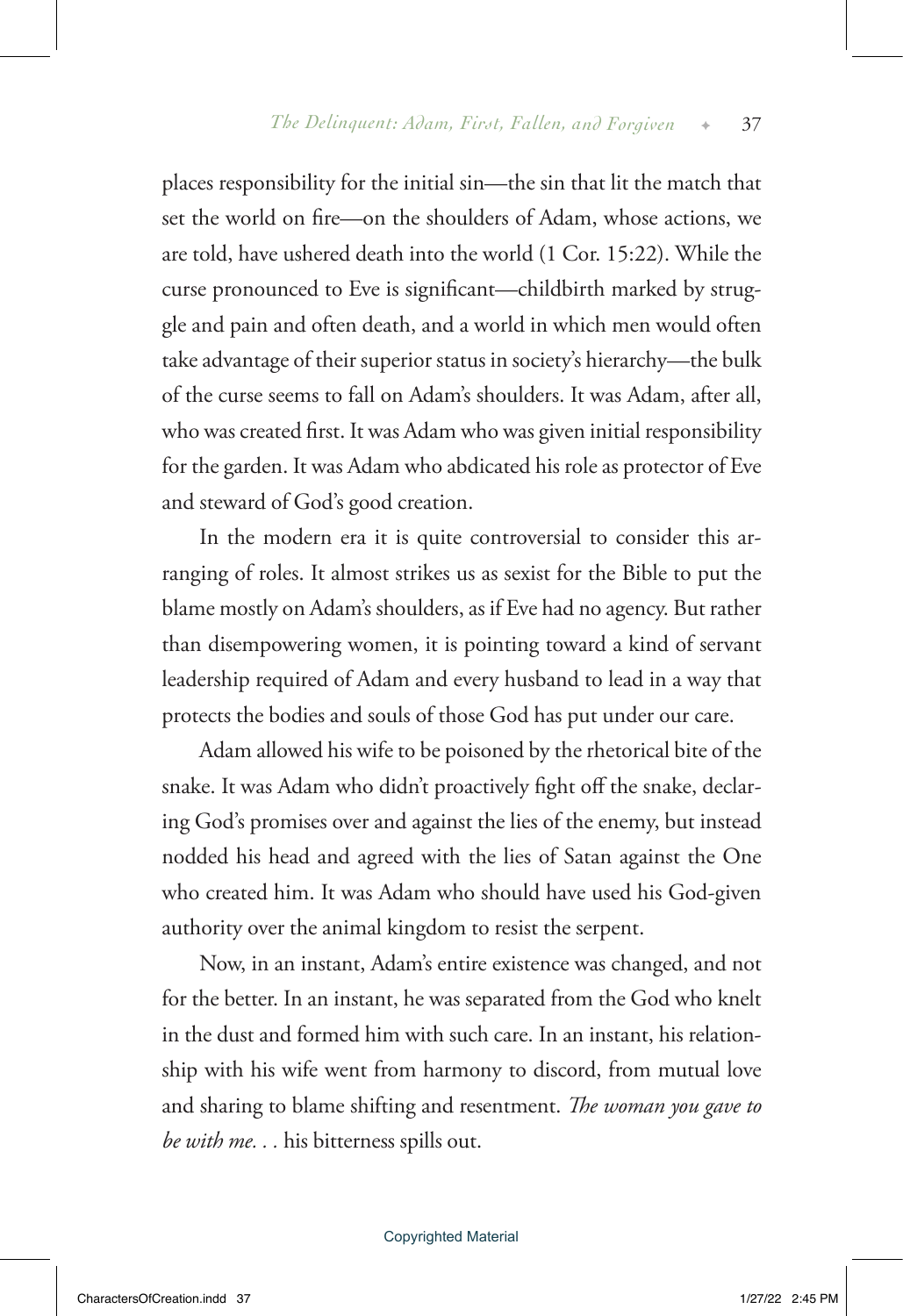places responsibility for the initial sin—the sin that lit the match that set the world on fire—on the shoulders of Adam, whose actions, we are told, have ushered death into the world (1 Cor. 15:22). While the curse pronounced to Eve is significant—childbirth marked by struggle and pain and often death, and a world in which men would often take advantage of their superior status in society's hierarchy—the bulk of the curse seems to fall on Adam's shoulders. It was Adam, after all, who was created first. It was Adam who was given initial responsibility for the garden. It was Adam who abdicated his role as protector of Eve and steward of God's good creation.

In the modern era it is quite controversial to consider this arranging of roles. It almost strikes us as sexist for the Bible to put the blame mostly on Adam's shoulders, as if Eve had no agency. But rather than disempowering women, it is pointing toward a kind of servant leadership required of Adam and every husband to lead in a way that protects the bodies and souls of those God has put under our care.

Adam allowed his wife to be poisoned by the rhetorical bite of the snake. It was Adam who didn't proactively fight off the snake, declaring God's promises over and against the lies of the enemy, but instead nodded his head and agreed with the lies of Satan against the One who created him. It was Adam who should have used his God-given authority over the animal kingdom to resist the serpent.

Now, in an instant, Adam's entire existence was changed, and not for the better. In an instant, he was separated from the God who knelt in the dust and formed him with such care. In an instant, his relationship with his wife went from harmony to discord, from mutual love and sharing to blame shifting and resentment. *The woman you gave to be with me. . .* his bitterness spills out.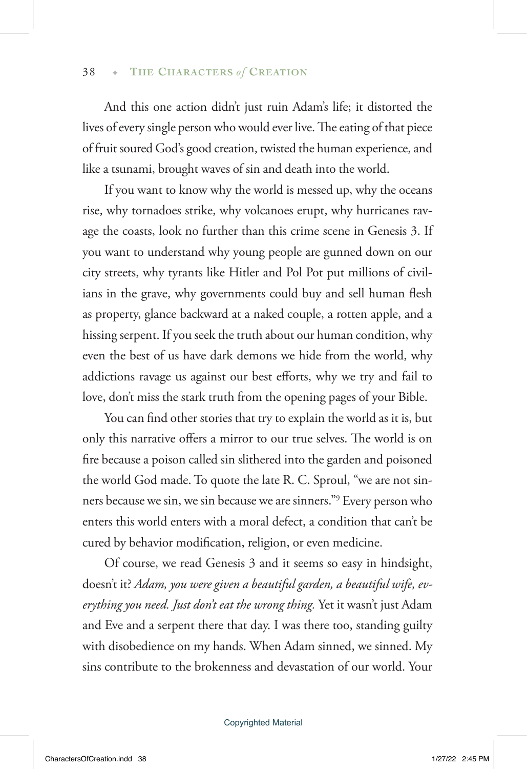And this one action didn't just ruin Adam's life; it distorted the lives of every single person who would ever live. The eating of that piece of fruit soured God's good creation, twisted the human experience, and like a tsunami, brought waves of sin and death into the world.

If you want to know why the world is messed up, why the oceans rise, why tornadoes strike, why volcanoes erupt, why hurricanes ravage the coasts, look no further than this crime scene in Genesis 3. If you want to understand why young people are gunned down on our city streets, why tyrants like Hitler and Pol Pot put millions of civilians in the grave, why governments could buy and sell human flesh as property, glance backward at a naked couple, a rotten apple, and a hissing serpent. If you seek the truth about our human condition, why even the best of us have dark demons we hide from the world, why addictions ravage us against our best efforts, why we try and fail to love, don't miss the stark truth from the opening pages of your Bible.

You can find other stories that try to explain the world as it is, but only this narrative offers a mirror to our true selves. The world is on fire because a poison called sin slithered into the garden and poisoned the world God made. To quote the late R. C. Sproul, "we are not sinners because we sin, we sin because we are sinners."[9] Every person who enters this world enters with a moral defect, a condition that can't be cured by behavior modification, religion, or even medicine.

Of course, we read Genesis 3 and it seems so easy in hindsight, doesn't it? *Adam, you were given a beautiful garden, a beautiful wife, everything you need. Just don't eat the wrong thing.* Yet it wasn't just Adam and Eve and a serpent there that day. I was there too, standing guilty with disobedience on my hands. When Adam sinned, we sinned. My sins contribute to the brokenness and devastation of our world. Your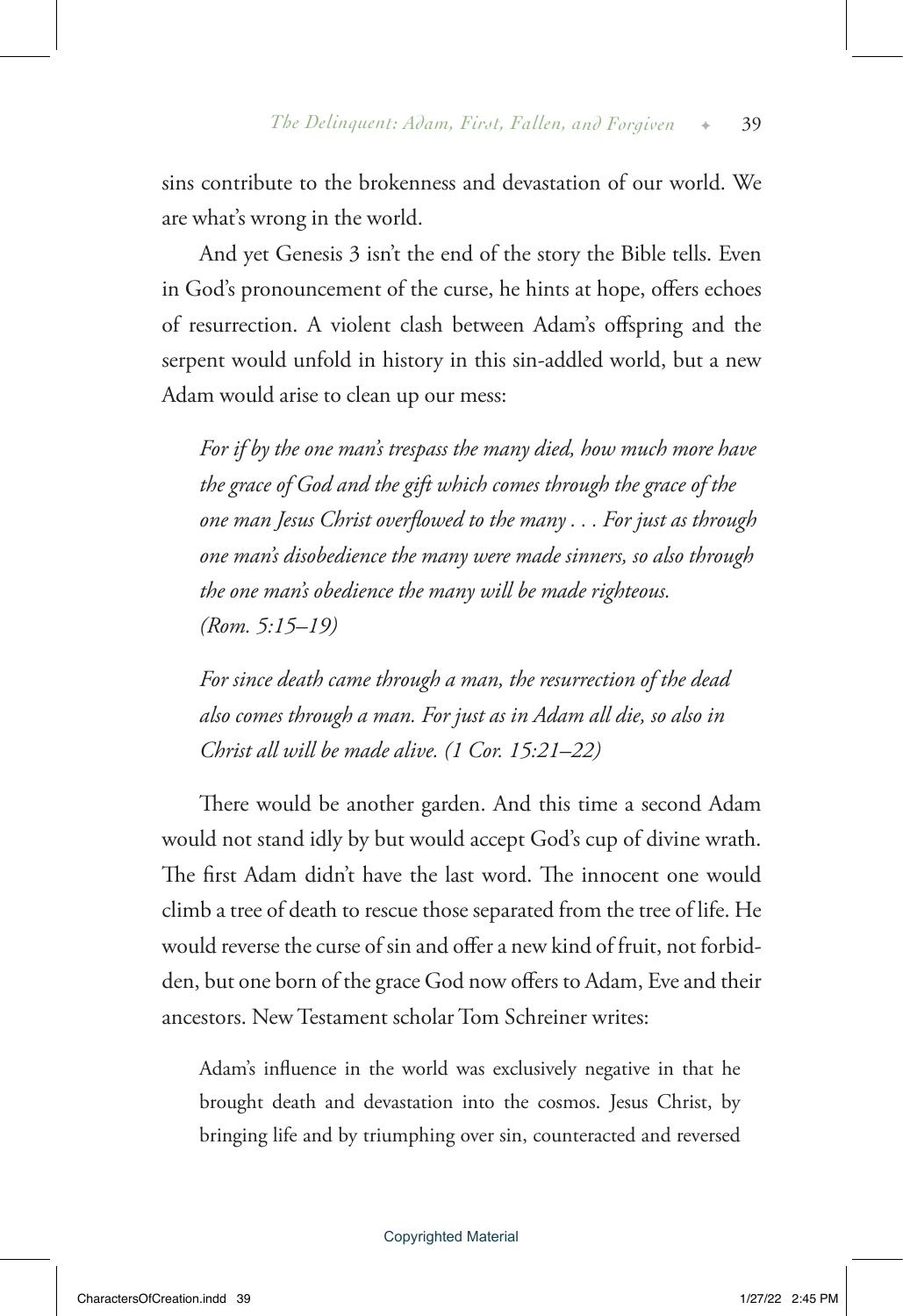sins contribute to the brokenness and devastation of our world. We are what's wrong in the world.

And yet Genesis 3 isn't the end of the story the Bible tells. Even in God's pronouncement of the curse, he hints at hope, offers echoes of resurrection. A violent clash between Adam's offspring and the serpent would unfold in history in this sin-addled world, but a new Adam would arise to clean up our mess:

> *For if by the one man's trespass the many died, how much more have the grace of God and the gift which comes through the grace of the one man Jesus Christ overflowed to the many . . . For just as through one man's disobedience the many were made sinners, so also through the one man's obedience the many will be made righteous. (Rom. 5:15–19)*
>
> *For since death came through a man, the resurrection of the dead also comes through a man. For just as in Adam all die, so also in Christ all will be made alive. (1 Cor. 15:21–22)*

There would be another garden. And this time a second Adam would not stand idly by but would accept God's cup of divine wrath. The first Adam didn't have the last word. The innocent one would climb a tree of death to rescue those separated from the tree of life. He would reverse the curse of sin and offer a new kind of fruit, not forbidden, but one born of the grace God now offers to Adam, Eve and their ancestors. New Testament scholar Tom Schreiner writes:

> Adam's influence in the world was exclusively negative in that he brought death and devastation into the cosmos. Jesus Christ, by bringing life and by triumphing over sin, counteracted and reversed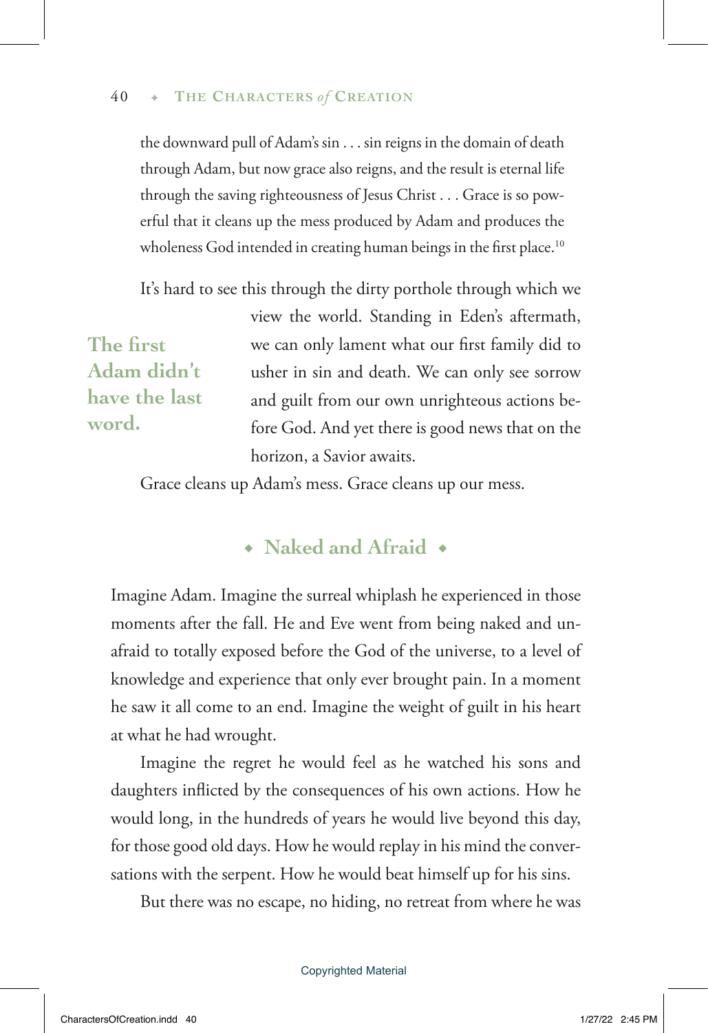the downward pull of Adam's sin . . . sin reigns in the domain of death through Adam, but now grace also reigns, and the result is eternal life through the saving righteousness of Jesus Christ . . . Grace is so powerful that it cleans up the mess produced by Adam and produces the wholeness God intended in creating human beings in the first place.[10]

It's hard to see this through the dirty porthole through which we view the world. Standing in Eden's aftermath, we can only lament what our first family did to usher in sin and death. We can only see sorrow and guilt from our own unrighteous actions before God. And yet there is good news that on the horizon, a Savior awaits.

**The first Adam didn't have the last word.**

Grace cleans up Adam's mess. Grace cleans up our mess.

## Naked and Afraid

Imagine Adam. Imagine the surreal whiplash he experienced in those moments after the fall. He and Eve went from being naked and unafraid to totally exposed before the God of the universe, to a level of knowledge and experience that only ever brought pain. In a moment he saw it all come to an end. Imagine the weight of guilt in his heart at what he had wrought.

Imagine the regret he would feel as he watched his sons and daughters inflicted by the consequences of his own actions. How he would long, in the hundreds of years he would live beyond this day, for those good old days. How he would replay in his mind the conversations with the serpent. How he would beat himself up for his sins.

But there was no escape, no hiding, no retreat from where he was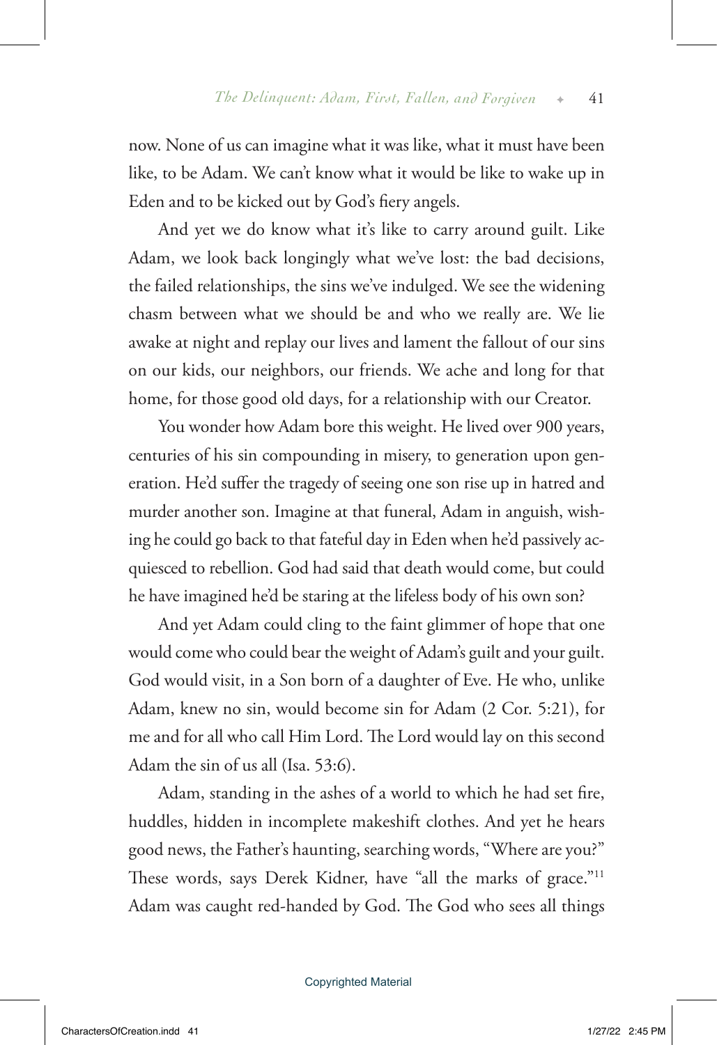now. None of us can imagine what it was like, what it must have been like, to be Adam. We can't know what it would be like to wake up in Eden and to be kicked out by God's fiery angels.

And yet we do know what it's like to carry around guilt. Like Adam, we look back longingly what we've lost: the bad decisions, the failed relationships, the sins we've indulged. We see the widening chasm between what we should be and who we really are. We lie awake at night and replay our lives and lament the fallout of our sins on our kids, our neighbors, our friends. We ache and long for that home, for those good old days, for a relationship with our Creator.

You wonder how Adam bore this weight. He lived over 900 years, centuries of his sin compounding in misery, to generation upon generation. He'd suffer the tragedy of seeing one son rise up in hatred and murder another son. Imagine at that funeral, Adam in anguish, wishing he could go back to that fateful day in Eden when he'd passively acquiesced to rebellion. God had said that death would come, but could he have imagined he'd be staring at the lifeless body of his own son?

And yet Adam could cling to the faint glimmer of hope that one would come who could bear the weight of Adam's guilt and your guilt. God would visit, in a Son born of a daughter of Eve. He who, unlike Adam, knew no sin, would become sin for Adam (2 Cor. 5:21), for me and for all who call Him Lord. The Lord would lay on this second Adam the sin of us all (Isa. 53:6).

Adam, standing in the ashes of a world to which he had set fire, huddles, hidden in incomplete makeshift clothes. And yet he hears good news, the Father's haunting, searching words, "Where are you?" These words, says Derek Kidner, have "all the marks of grace."[11] Adam was caught red-handed by God. The God who sees all things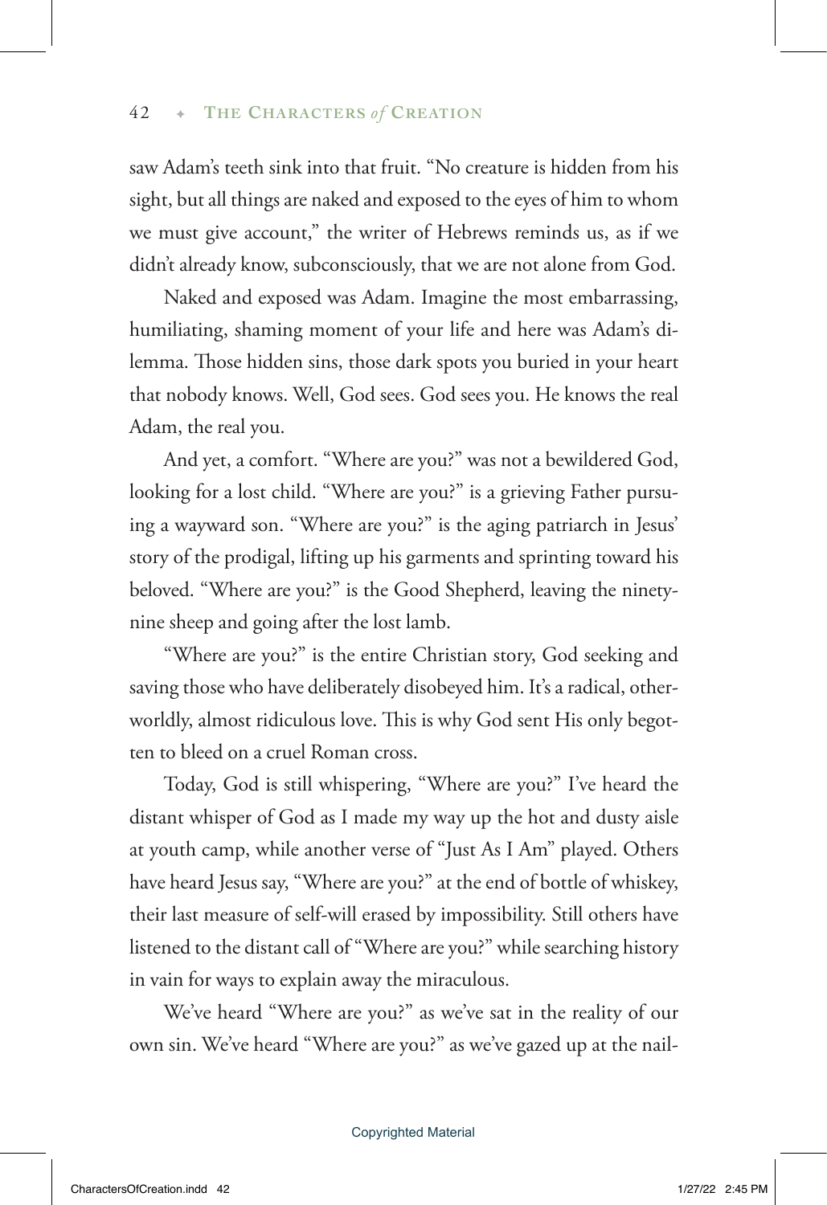saw Adam's teeth sink into that fruit. "No creature is hidden from his sight, but all things are naked and exposed to the eyes of him to whom we must give account," the writer of Hebrews reminds us, as if we didn't already know, subconsciously, that we are not alone from God.

Naked and exposed was Adam. Imagine the most embarrassing, humiliating, shaming moment of your life and here was Adam's dilemma. Those hidden sins, those dark spots you buried in your heart that nobody knows. Well, God sees. God sees you. He knows the real Adam, the real you.

And yet, a comfort. "Where are you?" was not a bewildered God, looking for a lost child. "Where are you?" is a grieving Father pursuing a wayward son. "Where are you?" is the aging patriarch in Jesus' story of the prodigal, lifting up his garments and sprinting toward his beloved. "Where are you?" is the Good Shepherd, leaving the ninety-nine sheep and going after the lost lamb.

"Where are you?" is the entire Christian story, God seeking and saving those who have deliberately disobeyed him. It's a radical, otherworldly, almost ridiculous love. This is why God sent His only begotten to bleed on a cruel Roman cross.

Today, God is still whispering, "Where are you?" I've heard the distant whisper of God as I made my way up the hot and dusty aisle at youth camp, while another verse of "Just As I Am" played. Others have heard Jesus say, "Where are you?" at the end of bottle of whiskey, their last measure of self-will erased by impossibility. Still others have listened to the distant call of "Where are you?" while searching history in vain for ways to explain away the miraculous.

We've heard "Where are you?" as we've sat in the reality of our own sin. We've heard "Where are you?" as we've gazed up at the nail-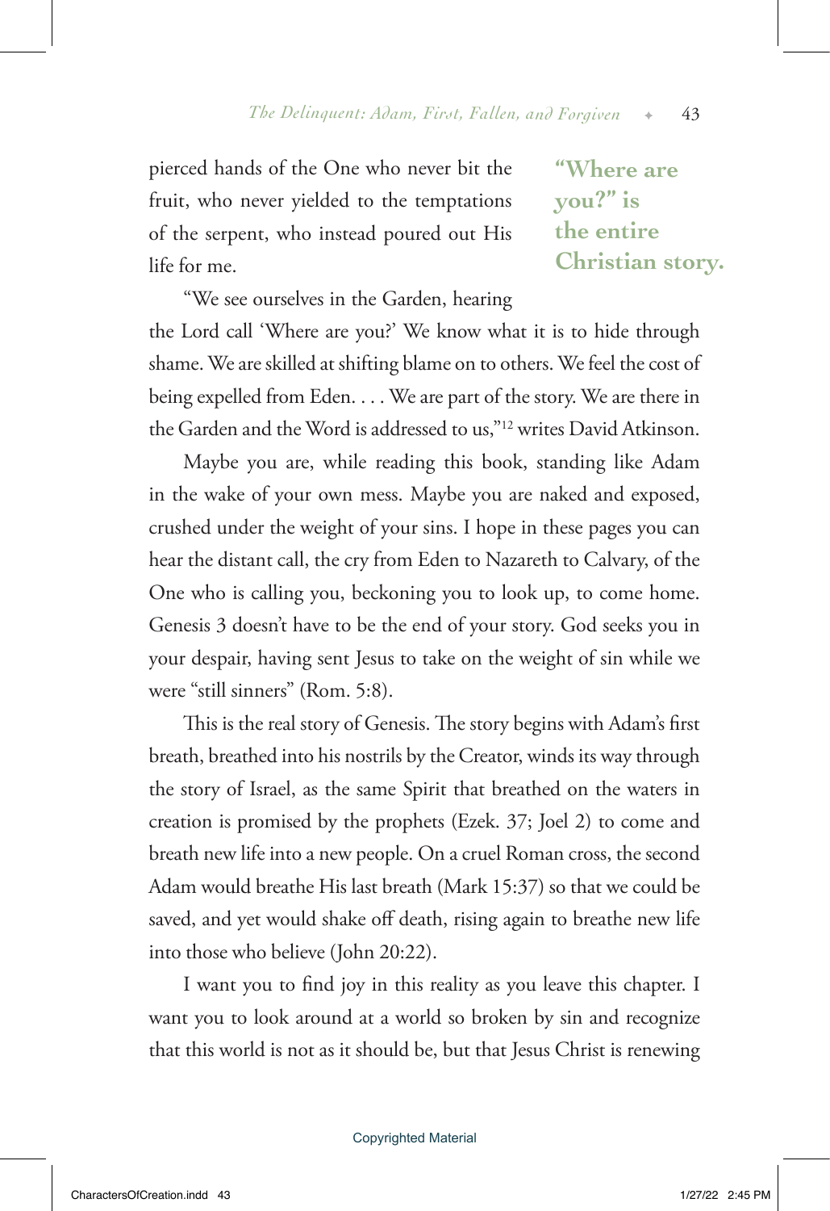pierced hands of the One who never bit the fruit, who never yielded to the temptations of the serpent, who instead poured out His life for me.

> **"Where are you?" is the entire Christian story.**

"We see ourselves in the Garden, hearing the Lord call 'Where are you?' We know what it is to hide through shame. We are skilled at shifting blame on to others. We feel the cost of being expelled from Eden. . . . We are part of the story. We are there in the Garden and the Word is addressed to us,"[12] writes David Atkinson.

Maybe you are, while reading this book, standing like Adam in the wake of your own mess. Maybe you are naked and exposed, crushed under the weight of your sins. I hope in these pages you can hear the distant call, the cry from Eden to Nazareth to Calvary, of the One who is calling you, beckoning you to look up, to come home. Genesis 3 doesn't have to be the end of your story. God seeks you in your despair, having sent Jesus to take on the weight of sin while we were "still sinners" (Rom. 5:8).

This is the real story of Genesis. The story begins with Adam's first breath, breathed into his nostrils by the Creator, winds its way through the story of Israel, as the same Spirit that breathed on the waters in creation is promised by the prophets (Ezek. 37; Joel 2) to come and breath new life into a new people. On a cruel Roman cross, the second Adam would breathe His last breath (Mark 15:37) so that we could be saved, and yet would shake off death, rising again to breathe new life into those who believe (John 20:22).

I want you to find joy in this reality as you leave this chapter. I want you to look around at a world so broken by sin and recognize that this world is not as it should be, but that Jesus Christ is renewing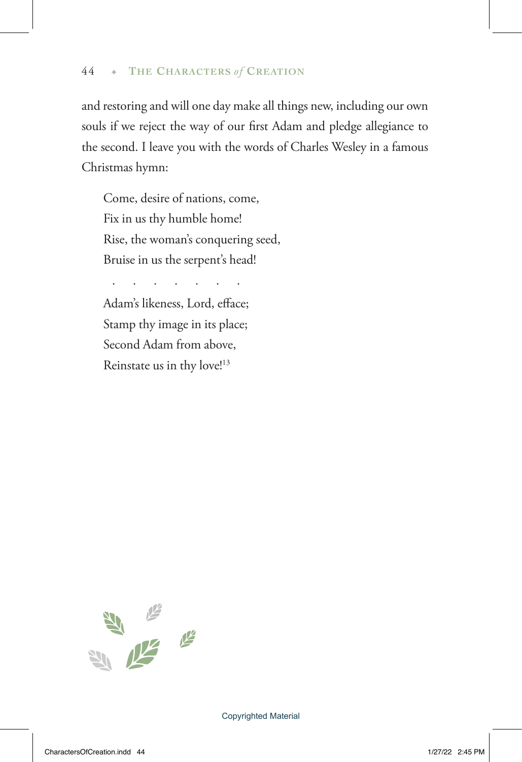and restoring and will one day make all things new, including our own souls if we reject the way of our first Adam and pledge allegiance to the second. I leave you with the words of Charles Wesley in a famous Christmas hymn:

> Come, desire of nations, come,
> Fix in us thy humble home!
> Rise, the woman's conquering seed,
> Bruise in us the serpent's head!
>
> . . . . . . .
>
> Adam's likeness, Lord, efface;
> Stamp thy image in its place;
> Second Adam from above,
> Reinstate us in thy love![13]